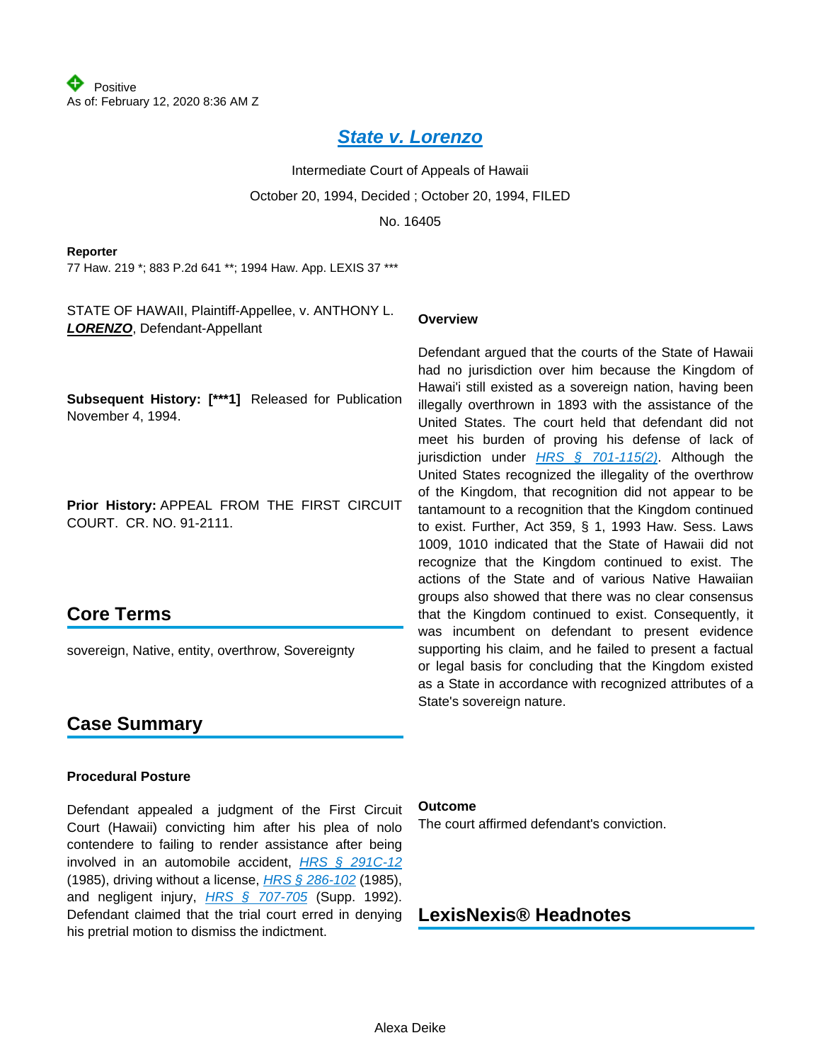Positive
As of: February 12, 2020 8:36 AM Z

# State v. Lorenzo

Intermediate Court of Appeals of Hawaii

October 20, 1994, Decided ; October 20, 1994, FILED

No. 16405

**Reporter**
77 Haw. 219 *; 883 P.2d 641 **; 1994 Haw. App. LEXIS 37 ***

STATE OF HAWAII, Plaintiff-Appellee, v. ANTHONY L. ***LORENZO***, Defendant-Appellant

**Subsequent History: [***1]** Released for Publication November 4, 1994.

**Prior History:** APPEAL FROM THE FIRST CIRCUIT COURT. CR. NO. 91-2111.

## Core Terms

sovereign, Native, entity, overthrow, Sovereignty

## Case Summary

### Procedural Posture

Defendant appealed a judgment of the First Circuit Court (Hawaii) convicting him after his plea of nolo contendere to failing to render assistance after being involved in an automobile accident, HRS § 291C-12 (1985), driving without a license, HRS § 286-102 (1985), and negligent injury, HRS § 707-705 (Supp. 1992). Defendant claimed that the trial court erred in denying his pretrial motion to dismiss the indictment.

### Overview

Defendant argued that the courts of the State of Hawaii had no jurisdiction over him because the Kingdom of Hawai'i still existed as a sovereign nation, having been illegally overthrown in 1893 with the assistance of the United States. The court held that defendant did not meet his burden of proving his defense of lack of jurisdiction under HRS § 701-115(2). Although the United States recognized the illegality of the overthrow of the Kingdom, that recognition did not appear to be tantamount to a recognition that the Kingdom continued to exist. Further, Act 359, § 1, 1993 Haw. Sess. Laws 1009, 1010 indicated that the State of Hawaii did not recognize that the Kingdom continued to exist. The actions of the State and of various Native Hawaiian groups also showed that there was no clear consensus that the Kingdom continued to exist. Consequently, it was incumbent on defendant to present evidence supporting his claim, and he failed to present a factual or legal basis for concluding that the Kingdom existed as a State in accordance with recognized attributes of a State's sovereign nature.

### Outcome

The court affirmed defendant's conviction.

## LexisNexis® Headnotes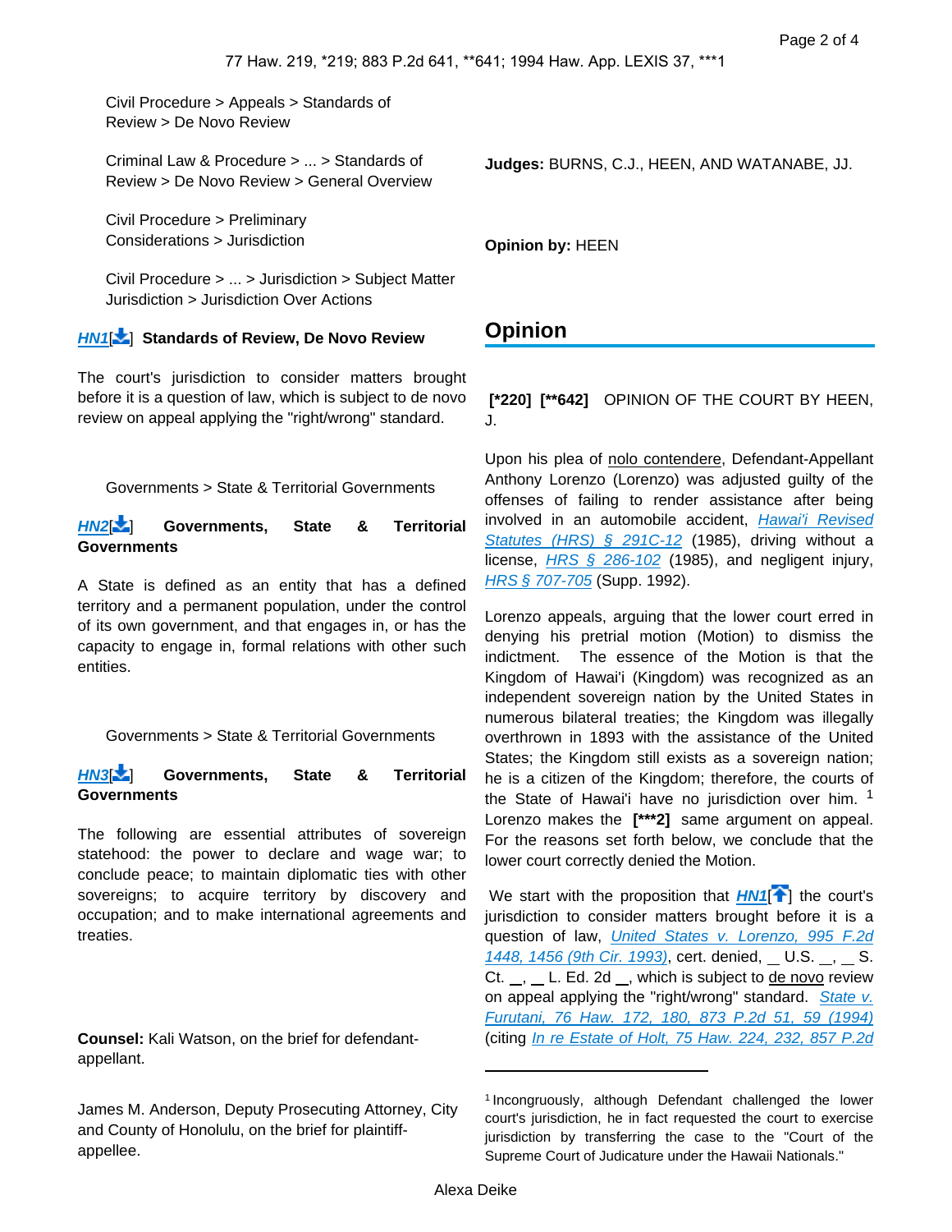Civil Procedure > Appeals > Standards of Review > De Novo Review

Criminal Law & Procedure > ... > Standards of Review > De Novo Review > General Overview

Civil Procedure > Preliminary Considerations > Jurisdiction

Civil Procedure > ... > Jurisdiction > Subject Matter Jurisdiction > Jurisdiction Over Actions

***HN1*[] Standards of Review, De Novo Review**

The court's jurisdiction to consider matters brought before it is a question of law, which is subject to de novo review on appeal applying the "right/wrong" standard.

Governments > State & Territorial Governments

***HN2*[] Governments, State & Territorial Governments**

A State is defined as an entity that has a defined territory and a permanent population, under the control of its own government, and that engages in, or has the capacity to engage in, formal relations with other such entities.

Governments > State & Territorial Governments

***HN3*[] Governments, State & Territorial Governments**

The following are essential attributes of sovereign statehood: the power to declare and wage war; to conclude peace; to maintain diplomatic ties with other sovereigns; to acquire territory by discovery and occupation; and to make international agreements and treaties.

**Counsel:** Kali Watson, on the brief for defendant-appellant.

James M. Anderson, Deputy Prosecuting Attorney, City and County of Honolulu, on the brief for plaintiff-appellee.

**Judges:** BURNS, C.J., HEEN, AND WATANABE, JJ.

**Opinion by:** HEEN

## Opinion

**[*220] [**642]** OPINION OF THE COURT BY HEEN, J.

Upon his plea of nolo contendere, Defendant-Appellant Anthony Lorenzo (Lorenzo) was adjusted guilty of the offenses of failing to render assistance after being involved in an automobile accident, *Hawai'i Revised Statutes (HRS) § 291C-12* (1985), driving without a license, *HRS § 286-102* (1985), and negligent injury, *HRS § 707-705* (Supp. 1992).

Lorenzo appeals, arguing that the lower court erred in denying his pretrial motion (Motion) to dismiss the indictment. The essence of the Motion is that the Kingdom of Hawai'i (Kingdom) was recognized as an independent sovereign nation by the United States in numerous bilateral treaties; the Kingdom was illegally overthrown in 1893 with the assistance of the United States; the Kingdom still exists as a sovereign nation; he is a citizen of the Kingdom; therefore, the courts of the State of Hawai'i have no jurisdiction over him. [1] Lorenzo makes the **[***2]** same argument on appeal. For the reasons set forth below, we conclude that the lower court correctly denied the Motion.

We start with the proposition that ***HN1***[] the court's jurisdiction to consider matters brought before it is a question of law, *United States v. Lorenzo, 995 F.2d 1448, 1456 (9th Cir. 1993)*, cert. denied, __ U.S. __, __ S. Ct. __, __ L. Ed. 2d __, which is subject to de novo review on appeal applying the "right/wrong" standard. *State v. Furutani, 76 Haw. 172, 180, 873 P.2d 51, 59 (1994)* (citing *In re Estate of Holt, 75 Haw. 224, 232, 857 P.2d*

[1] Incongruously, although Defendant challenged the lower court's jurisdiction, he in fact requested the court to exercise jurisdiction by transferring the case to the "Court of the Supreme Court of Judicature under the Hawaii Nationals."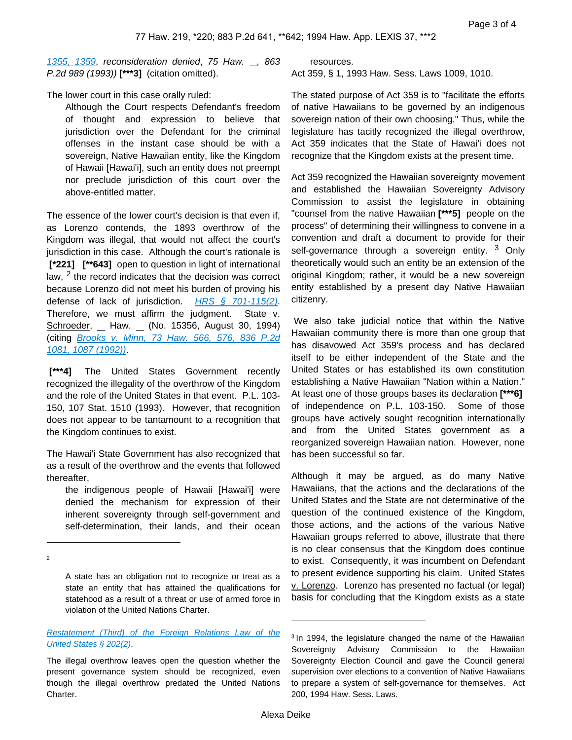1355, 1359, *reconsideration denied*, 75 Haw. __, 863 P.2d 989 (1993)) **[***3]** (citation omitted).

The lower court in this case orally ruled:

> Although the Court respects Defendant's freedom of thought and expression to believe that jurisdiction over the Defendant for the criminal offenses in the instant case should be with a sovereign, Native Hawaiian entity, like the Kingdom of Hawaii [Hawai'i], such an entity does not preempt nor preclude jurisdiction of this court over the above-entitled matter.

The essence of the lower court's decision is that even if, as Lorenzo contends, the 1893 overthrow of the Kingdom was illegal, that would not affect the court's jurisdiction in this case. Although the court's rationale is **[*221]** **[**643]** open to question in light of international law, [2] the record indicates that the decision was correct because Lorenzo did not meet his burden of proving his defense of lack of jurisdiction. HRS § 701-115(2). Therefore, we must affirm the judgment. State v. Schroeder, __ Haw. __ (No. 15356, August 30, 1994) (citing Brooks v. Minn, 73 Haw. 566, 576, 836 P.2d 1081, 1087 (1992)).

**[***4]** The United States Government recently recognized the illegality of the overthrow of the Kingdom and the role of the United States in that event. P.L. 103-150, 107 Stat. 1510 (1993). However, that recognition does not appear to be tantamount to a recognition that the Kingdom continues to exist.

The Hawai'i State Government has also recognized that as a result of the overthrow and the events that followed thereafter,

> the indigenous people of Hawaii [Hawai'i] were denied the mechanism for expression of their inherent sovereignty through self-government and self-determination, their lands, and their ocean resources.

Act 359, § 1, 1993 Haw. Sess. Laws 1009, 1010.

The stated purpose of Act 359 is to "facilitate the efforts of native Hawaiians to be governed by an indigenous sovereign nation of their own choosing." Thus, while the legislature has tacitly recognized the illegal overthrow, Act 359 indicates that the State of Hawai'i does not recognize that the Kingdom exists at the present time.

Act 359 recognized the Hawaiian sovereignty movement and established the Hawaiian Sovereignty Advisory Commission to assist the legislature in obtaining "counsel from the native Hawaiian **[***5]** people on the process" of determining their willingness to convene in a convention and draft a document to provide for their self-governance through a sovereign entity. [3] Only theoretically would such an entity be an extension of the original Kingdom; rather, it would be a new sovereign entity established by a present day Native Hawaiian citizenry.

We also take judicial notice that within the Native Hawaiian community there is more than one group that has disavowed Act 359's process and has declared itself to be either independent of the State and the United States or has established its own constitution establishing a Native Hawaiian "Nation within a Nation." At least one of those groups bases its declaration **[***6]** of independence on P.L. 103-150. Some of those groups have actively sought recognition internationally and from the United States government as a reorganized sovereign Hawaiian nation. However, none has been successful so far.

Although it may be argued, as do many Native Hawaiians, that the actions and the declarations of the United States and the State are not determinative of the question of the continued existence of the Kingdom, those actions, and the actions of the various Native Hawaiian groups referred to above, illustrate that there is no clear consensus that the Kingdom does continue to exist. Consequently, it was incumbent on Defendant to present evidence supporting his claim. United States v. Lorenzo. Lorenzo has presented no factual (or legal) basis for concluding that the Kingdom exists as a state

---

[2]

> A state has an obligation not to recognize or treat as a state an entity that has attained the qualifications for statehood as a result of a threat or use of armed force in violation of the United Nations Charter.

*Restatement (Third) of the Foreign Relations Law of the United States § 202(2).*

The illegal overthrow leaves open the question whether the present governance system should be recognized, even though the illegal overthrow predated the United Nations Charter.

[3] In 1994, the legislature changed the name of the Hawaiian Sovereignty Advisory Commission to the Hawaiian Sovereignty Election Council and gave the Council general supervision over elections to a convention of Native Hawaiians to prepare a system of self-governance for themselves. Act 200, 1994 Haw. Sess. Laws.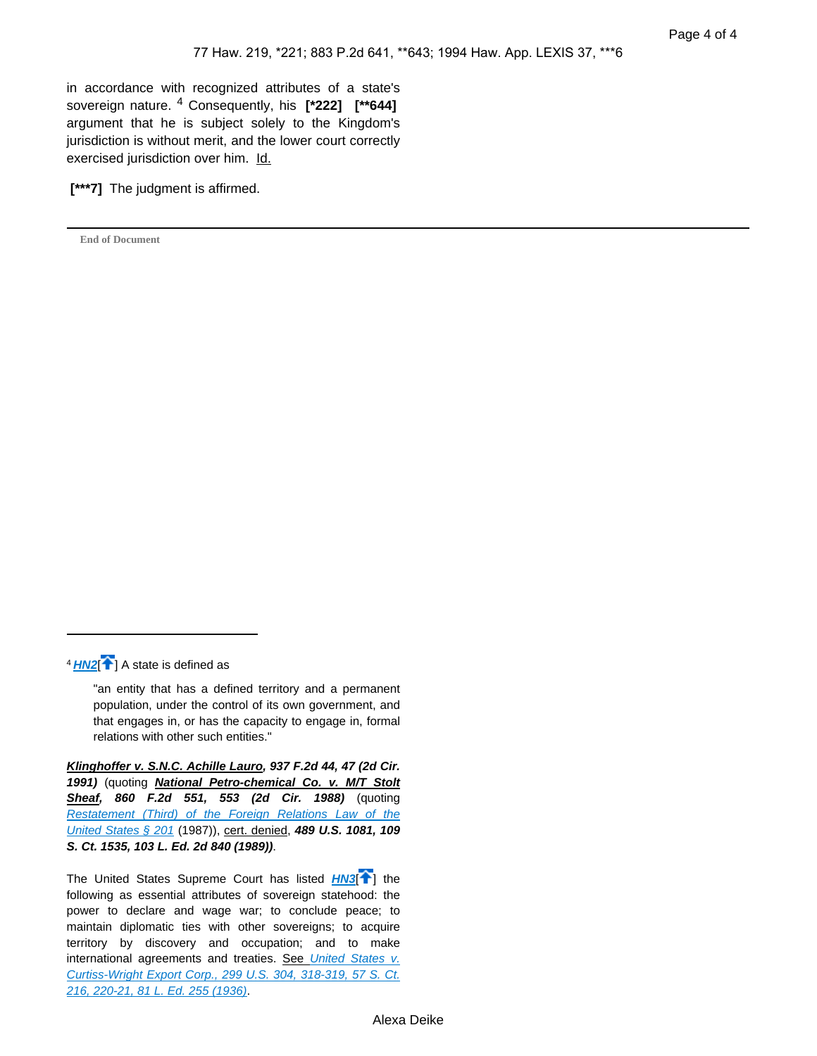in accordance with recognized attributes of a state's sovereign nature. [4] Consequently, his **[*222]** **[**644]** argument that he is subject solely to the Kingdom's jurisdiction is without merit, and the lower court correctly exercised jurisdiction over him. Id.

**[***7]** The judgment is affirmed.

---

End of Document

---

[4] HN2 A state is defined as

> "an entity that has a defined territory and a permanent population, under the control of its own government, and that engages in, or has the capacity to engage in, formal relations with other such entities."

***Klinghoffer v. S.N.C. Achille Lauro*, 937 F.2d 44, 47 (2d Cir. 1991)** (quoting ***National Petro-chemical Co. v. M/T Stolt Sheaf*, 860 F.2d 551, 553 (2d Cir. 1988)** (quoting *Restatement (Third) of the Foreign Relations Law of the United States § 201* (1987)), cert. denied, ***489 U.S. 1081, 109 S. Ct. 1535, 103 L. Ed. 2d 840 (1989))***.

The United States Supreme Court has listed HN3 the following as essential attributes of sovereign statehood: the power to declare and wage war; to conclude peace; to maintain diplomatic ties with other sovereigns; to acquire territory by discovery and occupation; and to make international agreements and treaties. See *United States v. Curtiss-Wright Export Corp., 299 U.S. 304, 318-319, 57 S. Ct. 216, 220-21, 81 L. Ed. 255 (1936)*.